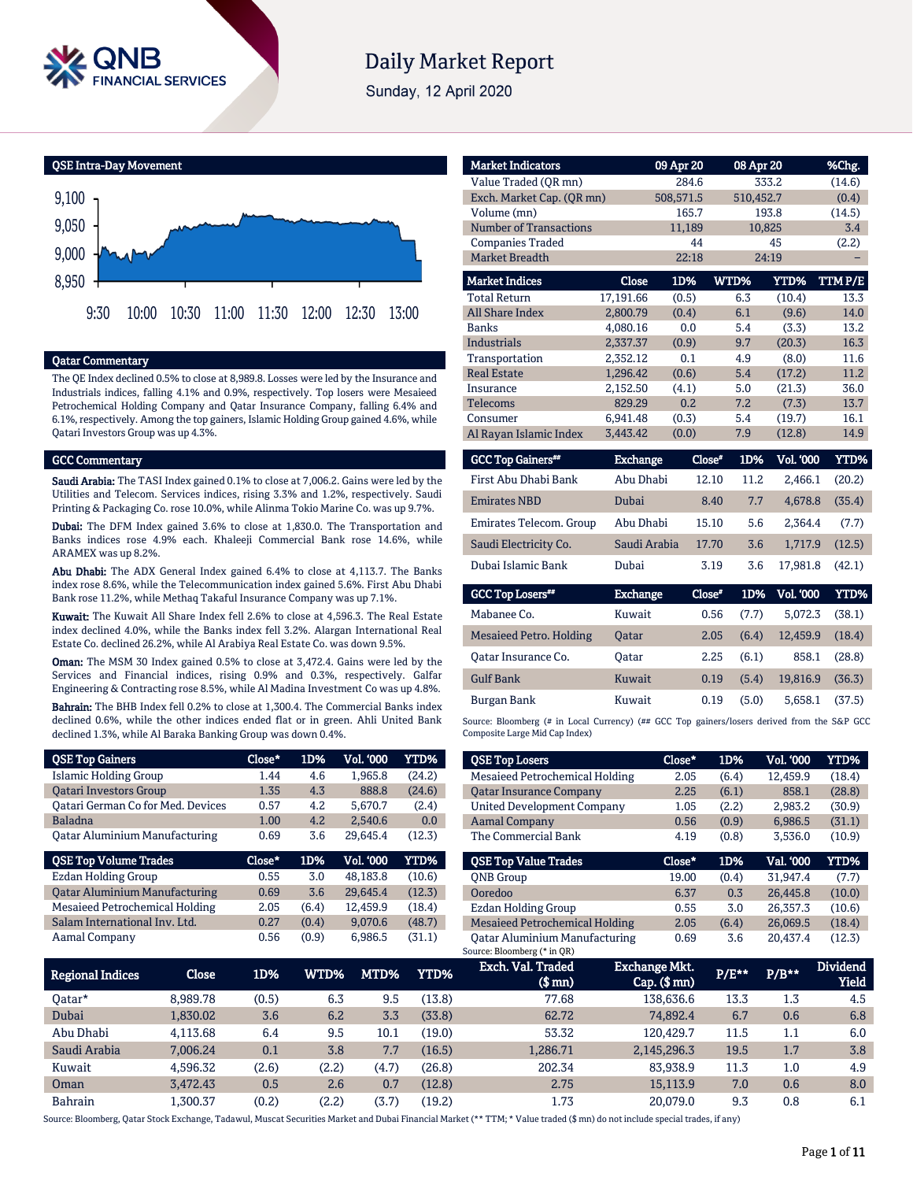# Daily Market Report

Sunday, 12 April 2020

## QSE Intra-Day Movement

9,100
9,050
9,000
8,950

9:30 10:00 10:30 11:00 11:30 12:00 12:30 13:00

## Qatar Commentary

The QE Index declined 0.5% to close at 8,989.8. Losses were led by the Insurance and Industrials indices, falling 4.1% and 0.9%, respectively. Top losers were Mesaieed Petrochemical Holding Company and Qatar Insurance Company, falling 6.4% and 6.1%, respectively. Among the top gainers, Islamic Holding Group gained 4.6%, while Qatari Investors Group was up 4.3%.

## GCC Commentary

**Saudi Arabia:** The TASI Index gained 0.1% to close at 7,006.2. Gains were led by the Utilities and Telecom. Services indices, rising 3.3% and 1.2%, respectively. Saudi Printing & Packaging Co. rose 10.0%, while Alinma Tokio Marine Co. was up 9.7%.

**Dubai:** The DFM Index gained 3.6% to close at 1,830.0. The Transportation and Banks indices rose 4.9% each. Khaleeji Commercial Bank rose 14.6%, while ARAMEX was up 8.2%.

**Abu Dhabi:** The ADX General Index gained 6.4% to close at 4,113.7. The Banks index rose 8.6%, while the Telecommunication index gained 5.6%. First Abu Dhabi Bank rose 11.2%, while Methaq Takaful Insurance Company was up 7.1%.

**Kuwait:** The Kuwait All Share Index fell 2.6% to close at 4,596.3. The Real Estate index declined 4.0%, while the Banks index fell 3.2%. Alargan International Real Estate Co. declined 26.2%, while Al Arabiya Real Estate Co. was down 9.5%.

**Oman:** The MSM 30 Index gained 0.5% to close at 3,472.4. Gains were led by the Services and Financial indices, rising 0.9% and 0.3%, respectively. Galfar Engineering & Contracting rose 8.5%, while Al Madina Investment Co was up 4.8%.

**Bahrain:** The BHB Index fell 0.2% to close at 1,300.4. The Commercial Banks index declined 0.6%, while the other indices ended flat or in green. Ahli United Bank declined 1.3%, while Al Baraka Banking Group was down 0.4%.

| Market Indicators | 09 Apr 20 | 08 Apr 20 | %Chg. |
|---|---|---|---|
| Value Traded (QR mn) | 284.6 | 333.2 | (14.6) |
| Exch. Market Cap. (QR mn) | 508,571.5 | 510,452.7 | (0.4) |
| Volume (mn) | 165.7 | 193.8 | (14.5) |
| Number of Transactions | 11,189 | 10,825 | 3.4 |
| Companies Traded | 44 | 45 | (2.2) |
| Market Breadth | 22:18 | 24:19 | – |

| Market Indices | Close | 1D% | WTD% | YTD% | TTM P/E |
|---|---|---|---|---|---|
| Total Return | 17,191.66 | (0.5) | 6.3 | (10.4) | 13.3 |
| All Share Index | 2,800.79 | (0.4) | 6.1 | (9.6) | 14.0 |
| Banks | 4,080.16 | 0.0 | 5.4 | (3.3) | 13.2 |
| Industrials | 2,337.37 | (0.9) | 9.7 | (20.3) | 16.3 |
| Transportation | 2,352.12 | 0.1 | 4.9 | (8.0) | 11.6 |
| Real Estate | 1,296.42 | (0.6) | 5.4 | (17.2) | 11.2 |
| Insurance | 2,152.50 | (4.1) | 5.0 | (21.3) | 36.0 |
| Telecoms | 829.29 | 0.2 | 7.2 | (7.3) | 13.7 |
| Consumer | 6,941.48 | (0.3) | 5.4 | (19.7) | 16.1 |
| Al Rayan Islamic Index | 3,443.42 | (0.0) | 7.9 | (12.8) | 14.9 |

| GCC Top Gainers## | Exchange | Close# | 1D% | Vol. '000 | YTD% |
|---|---|---|---|---|---|
| First Abu Dhabi Bank | Abu Dhabi | 12.10 | 11.2 | 2,466.1 | (20.2) |
| Emirates NBD | Dubai | 8.40 | 7.7 | 4,678.8 | (35.4) |
| Emirates Telecom. Group | Abu Dhabi | 15.10 | 5.6 | 2,364.4 | (7.7) |
| Saudi Electricity Co. | Saudi Arabia | 17.70 | 3.6 | 1,717.9 | (12.5) |
| Dubai Islamic Bank | Dubai | 3.19 | 3.6 | 17,981.8 | (42.1) |

| GCC Top Losers## | Exchange | Close# | 1D% | Vol. '000 | YTD% |
|---|---|---|---|---|---|
| Mabanee Co. | Kuwait | 0.56 | (7.7) | 5,072.3 | (38.1) |
| Mesaieed Petro. Holding | Qatar | 2.05 | (6.4) | 12,459.9 | (18.4) |
| Qatar Insurance Co. | Qatar | 2.25 | (6.1) | 858.1 | (28.8) |
| Gulf Bank | Kuwait | 0.19 | (5.4) | 19,816.9 | (36.3) |
| Burgan Bank | Kuwait | 0.19 | (5.0) | 5,658.1 | (37.5) |

Source: Bloomberg (# in Local Currency) (## GCC Top gainers/losers derived from the S&P GCC Composite Large Mid Cap Index)

| QSE Top Gainers | Close* | 1D% | Vol. '000 | YTD% |
|---|---|---|---|---|
| Islamic Holding Group | 1.44 | 4.6 | 1,965.8 | (24.2) |
| Qatari Investors Group | 1.35 | 4.3 | 888.8 | (24.6) |
| Qatari German Co for Med. Devices | 0.57 | 4.2 | 5,670.7 | (2.4) |
| Baladna | 1.00 | 4.2 | 2,540.6 | 0.0 |
| Qatar Aluminium Manufacturing | 0.69 | 3.6 | 29,645.4 | (12.3) |

| QSE Top Volume Trades | Close* | 1D% | Vol. '000 | YTD% |
|---|---|---|---|---|
| Ezdan Holding Group | 0.55 | 3.0 | 48,183.8 | (10.6) |
| Qatar Aluminium Manufacturing | 0.69 | 3.6 | 29,645.4 | (12.3) |
| Mesaieed Petrochemical Holding | 2.05 | (6.4) | 12,459.9 | (18.4) |
| Salam International Inv. Ltd. | 0.27 | (0.4) | 9,070.6 | (48.7) |
| Aamal Company | 0.56 | (0.9) | 6,986.5 | (31.1) |

| QSE Top Losers | Close* | 1D% | Vol. '000 | YTD% |
|---|---|---|---|---|
| Mesaieed Petrochemical Holding | 2.05 | (6.4) | 12,459.9 | (18.4) |
| Qatar Insurance Company | 2.25 | (6.1) | 858.1 | (28.8) |
| United Development Company | 1.05 | (2.2) | 2,983.2 | (30.9) |
| Aamal Company | 0.56 | (0.9) | 6,986.5 | (31.1) |
| The Commercial Bank | 4.19 | (0.8) | 3,536.0 | (10.9) |

| QSE Top Value Trades | Close* | 1D% | Val. '000 | YTD% |
|---|---|---|---|---|
| QNB Group | 19.00 | (0.4) | 31,947.4 | (7.7) |
| Ooredoo | 6.37 | 0.3 | 26,445.8 | (10.0) |
| Ezdan Holding Group | 0.55 | 3.0 | 26,357.3 | (10.6) |
| Mesaieed Petrochemical Holding | 2.05 | (6.4) | 26,069.5 | (18.4) |
| Qatar Aluminium Manufacturing | 0.69 | 3.6 | 20,437.4 | (12.3) |

Source: Bloomberg (* in QR)

| Regional Indices | Close | 1D% | WTD% | MTD% | YTD% | Exch. Val. Traded ($ mn) | Exchange Mkt. Cap. ($ mn) | P/E** | P/B** | Dividend Yield |
|---|---|---|---|---|---|---|---|---|---|---|
| Qatar* | 8,989.78 | (0.5) | 6.3 | 9.5 | (13.8) | 77.68 | 138,636.6 | 13.3 | 1.3 | 4.5 |
| Dubai | 1,830.02 | 3.6 | 6.2 | 3.3 | (33.8) | 62.72 | 74,892.4 | 6.7 | 0.6 | 6.8 |
| Abu Dhabi | 4,113.68 | 6.4 | 9.5 | 10.1 | (19.0) | 53.32 | 120,429.7 | 11.5 | 1.1 | 6.0 |
| Saudi Arabia | 7,006.24 | 0.1 | 3.8 | 7.7 | (16.5) | 1,286.71 | 2,145,296.3 | 19.5 | 1.7 | 3.8 |
| Kuwait | 4,596.32 | (2.6) | (2.2) | (4.7) | (26.8) | 202.34 | 83,938.9 | 11.3 | 1.0 | 4.9 |
| Oman | 3,472.43 | 0.5 | 2.6 | 0.7 | (12.8) | 2.75 | 15,113.9 | 7.0 | 0.6 | 8.0 |
| Bahrain | 1,300.37 | (0.2) | (2.2) | (3.7) | (19.2) | 1.73 | 20,079.0 | 9.3 | 0.8 | 6.1 |

Source: Bloomberg, Qatar Stock Exchange, Tadawul, Muscat Securities Market and Dubai Financial Market (** TTM; * Value traded ($ mn) do not include special trades, if any)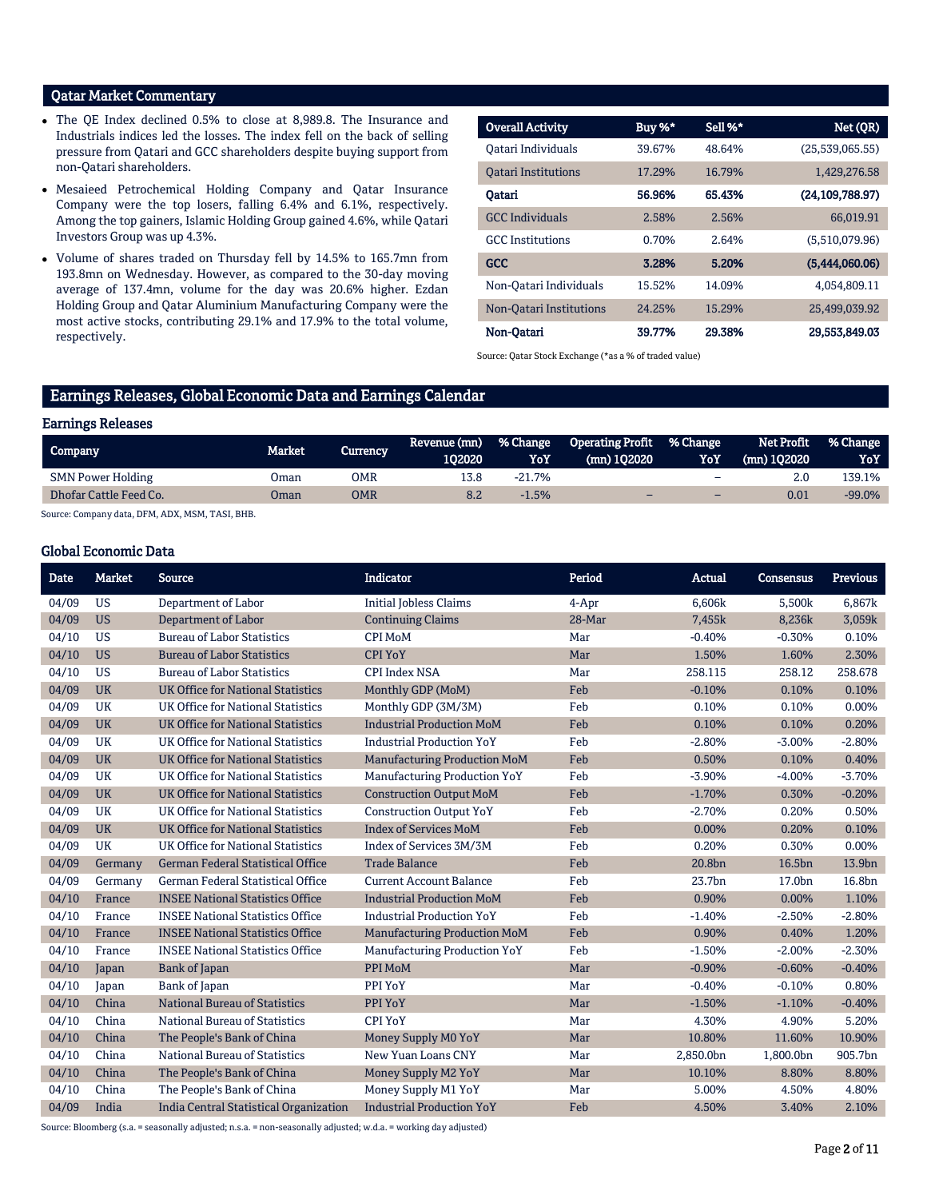## Qatar Market Commentary

- The QE Index declined 0.5% to close at 8,989.8. The Insurance and Industrials indices led the losses. The index fell on the back of selling pressure from Qatari and GCC shareholders despite buying support from non-Qatari shareholders.
- Mesaieed Petrochemical Holding Company and Qatar Insurance Company were the top losers, falling 6.4% and 6.1%, respectively. Among the top gainers, Islamic Holding Group gained 4.6%, while Qatari Investors Group was up 4.3%.
- Volume of shares traded on Thursday fell by 14.5% to 165.7mn from 193.8mn on Wednesday. However, as compared to the 30-day moving average of 137.4mn, volume for the day was 20.6% higher. Ezdan Holding Group and Qatar Aluminium Manufacturing Company were the most active stocks, contributing 29.1% and 17.9% to the total volume, respectively.

| Overall Activity | Buy %* | Sell %* | Net (QR) |
|---|---|---|---|
| Qatari Individuals | 39.67% | 48.64% | (25,539,065.55) |
| Qatari Institutions | 17.29% | 16.79% | 1,429,276.58 |
| **Qatari** | **56.96%** | **65.43%** | **(24,109,788.97)** |
| GCC Individuals | 2.58% | 2.56% | 66,019.91 |
| GCC Institutions | 0.70% | 2.64% | (5,510,079.96) |
| **GCC** | **3.28%** | **5.20%** | **(5,444,060.06)** |
| Non-Qatari Individuals | 15.52% | 14.09% | 4,054,809.11 |
| Non-Qatari Institutions | 24.25% | 15.29% | 25,499,039.92 |
| **Non-Qatari** | **39.77%** | **29.38%** | **29,553,849.03** |

Source: Qatar Stock Exchange (*as a % of traded value)

## Earnings Releases, Global Economic Data and Earnings Calendar

### Earnings Releases

| Company | Market | Currency | Revenue (mn) 1Q2020 | % Change YoY | Operating Profit (mn) 1Q2020 | % Change YoY | Net Profit (mn) 1Q2020 | % Change YoY |
|---|---|---|---|---|---|---|---|---|
| SMN Power Holding | Oman | OMR | 13.8 | -21.7% | | – | 2.0 | 139.1% |
| Dhofar Cattle Feed Co. | Oman | OMR | 8.2 | -1.5% | – | – | 0.01 | -99.0% |

Source: Company data, DFM, ADX, MSM, TASI, BHB.

### Global Economic Data

| Date | Market | Source | Indicator | Period | Actual | Consensus | Previous |
|---|---|---|---|---|---|---|---|
| 04/09 | US | Department of Labor | Initial Jobless Claims | 4-Apr | 6,606k | 5,500k | 6,867k |
| 04/09 | US | Department of Labor | Continuing Claims | 28-Mar | 7,455k | 8,236k | 3,059k |
| 04/10 | US | Bureau of Labor Statistics | CPI MoM | Mar | -0.40% | -0.30% | 0.10% |
| 04/10 | US | Bureau of Labor Statistics | CPI YoY | Mar | 1.50% | 1.60% | 2.30% |
| 04/10 | US | Bureau of Labor Statistics | CPI Index NSA | Mar | 258.115 | 258.12 | 258.678 |
| 04/09 | UK | UK Office for National Statistics | Monthly GDP (MoM) | Feb | -0.10% | 0.10% | 0.10% |
| 04/09 | UK | UK Office for National Statistics | Monthly GDP (3M/3M) | Feb | 0.10% | 0.10% | 0.00% |
| 04/09 | UK | UK Office for National Statistics | Industrial Production MoM | Feb | 0.10% | 0.10% | 0.20% |
| 04/09 | UK | UK Office for National Statistics | Industrial Production YoY | Feb | -2.80% | -3.00% | -2.80% |
| 04/09 | UK | UK Office for National Statistics | Manufacturing Production MoM | Feb | 0.50% | 0.10% | 0.40% |
| 04/09 | UK | UK Office for National Statistics | Manufacturing Production YoY | Feb | -3.90% | -4.00% | -3.70% |
| 04/09 | UK | UK Office for National Statistics | Construction Output MoM | Feb | -1.70% | 0.30% | -0.20% |
| 04/09 | UK | UK Office for National Statistics | Construction Output YoY | Feb | -2.70% | 0.20% | 0.50% |
| 04/09 | UK | UK Office for National Statistics | Index of Services MoM | Feb | 0.00% | 0.20% | 0.10% |
| 04/09 | UK | UK Office for National Statistics | Index of Services 3M/3M | Feb | 0.20% | 0.30% | 0.00% |
| 04/09 | Germany | German Federal Statistical Office | Trade Balance | Feb | 20.8bn | 16.5bn | 13.9bn |
| 04/09 | Germany | German Federal Statistical Office | Current Account Balance | Feb | 23.7bn | 17.0bn | 16.8bn |
| 04/10 | France | INSEE National Statistics Office | Industrial Production MoM | Feb | 0.90% | 0.00% | 1.10% |
| 04/10 | France | INSEE National Statistics Office | Industrial Production YoY | Feb | -1.40% | -2.50% | -2.80% |
| 04/10 | France | INSEE National Statistics Office | Manufacturing Production MoM | Feb | 0.90% | 0.40% | 1.20% |
| 04/10 | France | INSEE National Statistics Office | Manufacturing Production YoY | Feb | -1.50% | -2.00% | -2.30% |
| 04/10 | Japan | Bank of Japan | PPI MoM | Mar | -0.90% | -0.60% | -0.40% |
| 04/10 | Japan | Bank of Japan | PPI YoY | Mar | -0.40% | -0.10% | 0.80% |
| 04/10 | China | National Bureau of Statistics | PPI YoY | Mar | -1.50% | -1.10% | -0.40% |
| 04/10 | China | National Bureau of Statistics | CPI YoY | Mar | 4.30% | 4.90% | 5.20% |
| 04/10 | China | The People's Bank of China | Money Supply M0 YoY | Mar | 10.80% | 11.60% | 10.90% |
| 04/10 | China | National Bureau of Statistics | New Yuan Loans CNY | Mar | 2,850.0bn | 1,800.0bn | 905.7bn |
| 04/10 | China | The People's Bank of China | Money Supply M2 YoY | Mar | 10.10% | 8.80% | 8.80% |
| 04/10 | China | The People's Bank of China | Money Supply M1 YoY | Mar | 5.00% | 4.50% | 4.80% |
| 04/09 | India | India Central Statistical Organization | Industrial Production YoY | Feb | 4.50% | 3.40% | 2.10% |

Source: Bloomberg (s.a. = seasonally adjusted; n.s.a. = non-seasonally adjusted; w.d.a. = working day adjusted)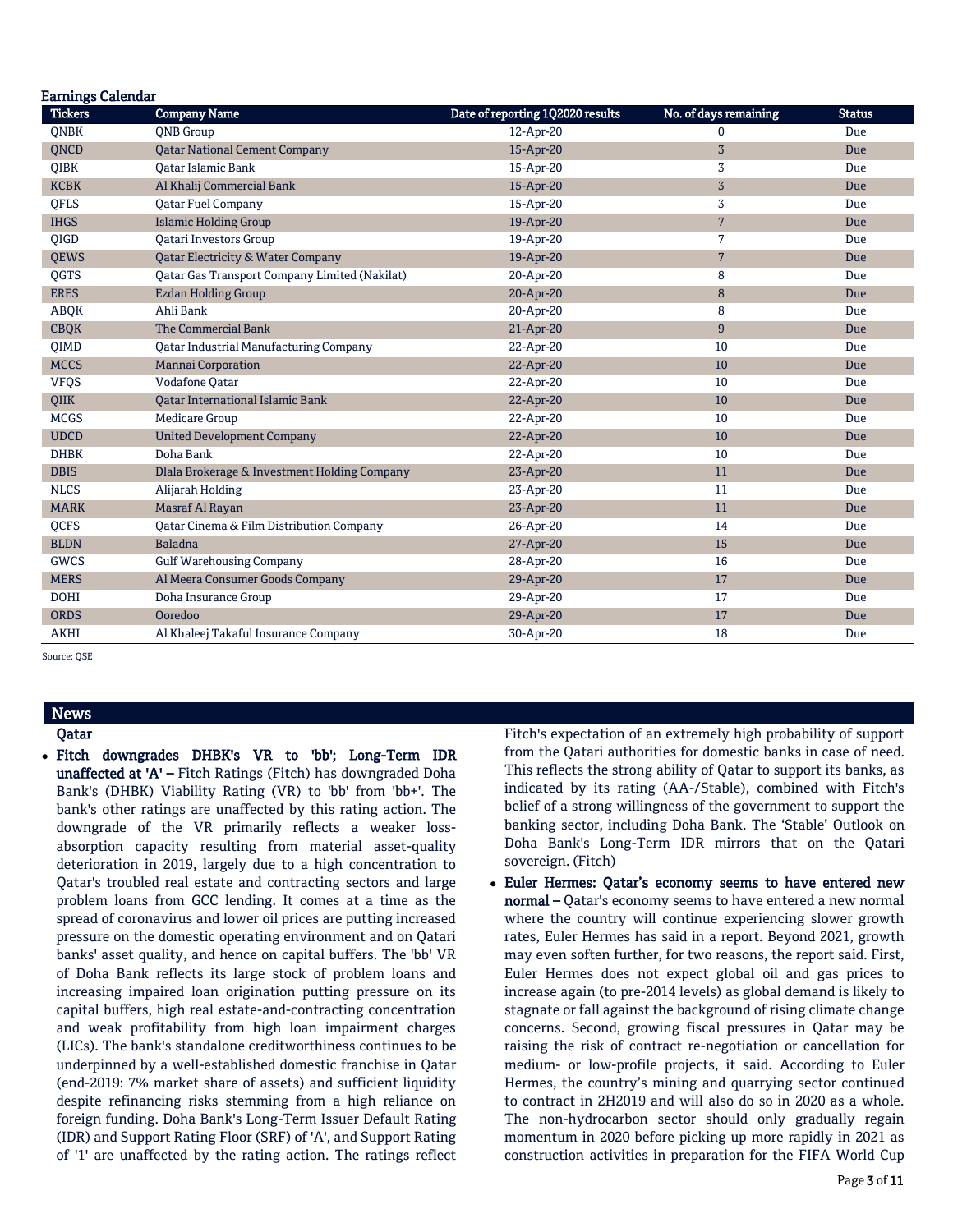## Earnings Calendar

| Tickers | Company Name | Date of reporting 1Q2020 results | No. of days remaining | Status |
|---|---|---|---|---|
| QNBK | QNB Group | 12-Apr-20 | 0 | Due |
| QNCD | Qatar National Cement Company | 15-Apr-20 | 3 | Due |
| QIBK | Qatar Islamic Bank | 15-Apr-20 | 3 | Due |
| KCBK | Al Khalij Commercial Bank | 15-Apr-20 | 3 | Due |
| QFLS | Qatar Fuel Company | 15-Apr-20 | 3 | Due |
| IHGS | Islamic Holding Group | 19-Apr-20 | 7 | Due |
| QIGD | Qatari Investors Group | 19-Apr-20 | 7 | Due |
| QEWS | Qatar Electricity & Water Company | 19-Apr-20 | 7 | Due |
| QGTS | Qatar Gas Transport Company Limited (Nakilat) | 20-Apr-20 | 8 | Due |
| ERES | Ezdan Holding Group | 20-Apr-20 | 8 | Due |
| ABQK | Ahli Bank | 20-Apr-20 | 8 | Due |
| CBQK | The Commercial Bank | 21-Apr-20 | 9 | Due |
| QIMD | Qatar Industrial Manufacturing Company | 22-Apr-20 | 10 | Due |
| MCCS | Mannai Corporation | 22-Apr-20 | 10 | Due |
| VFQS | Vodafone Qatar | 22-Apr-20 | 10 | Due |
| QIIK | Qatar International Islamic Bank | 22-Apr-20 | 10 | Due |
| MCGS | Medicare Group | 22-Apr-20 | 10 | Due |
| UDCD | United Development Company | 22-Apr-20 | 10 | Due |
| DHBK | Doha Bank | 22-Apr-20 | 10 | Due |
| DBIS | Dlala Brokerage & Investment Holding Company | 23-Apr-20 | 11 | Due |
| NLCS | Alijarah Holding | 23-Apr-20 | 11 | Due |
| MARK | Masraf Al Rayan | 23-Apr-20 | 11 | Due |
| QCFS | Qatar Cinema & Film Distribution Company | 26-Apr-20 | 14 | Due |
| BLDN | Baladna | 27-Apr-20 | 15 | Due |
| GWCS | Gulf Warehousing Company | 28-Apr-20 | 16 | Due |
| MERS | Al Meera Consumer Goods Company | 29-Apr-20 | 17 | Due |
| DOHI | Doha Insurance Group | 29-Apr-20 | 17 | Due |
| ORDS | Ooredoo | 29-Apr-20 | 17 | Due |
| AKHI | Al Khaleej Takaful Insurance Company | 30-Apr-20 | 18 | Due |

Source: QSE

## News

### Qatar

- **Fitch downgrades DHBK's VR to 'bb'; Long-Term IDR unaffected at 'A' –** Fitch Ratings (Fitch) has downgraded Doha Bank's (DHBK) Viability Rating (VR) to 'bb' from 'bb+'. The bank's other ratings are unaffected by this rating action. The downgrade of the VR primarily reflects a weaker loss-absorption capacity resulting from material asset-quality deterioration in 2019, largely due to a high concentration to Qatar's troubled real estate and contracting sectors and large problem loans from GCC lending. It comes at a time as the spread of coronavirus and lower oil prices are putting increased pressure on the domestic operating environment and on Qatari banks' asset quality, and hence on capital buffers. The 'bb' VR of Doha Bank reflects its large stock of problem loans and increasing impaired loan origination putting pressure on its capital buffers, high real estate-and-contracting concentration and weak profitability from high loan impairment charges (LICs). The bank's standalone creditworthiness continues to be underpinned by a well-established domestic franchise in Qatar (end-2019: 7% market share of assets) and sufficient liquidity despite refinancing risks stemming from a high reliance on foreign funding. Doha Bank's Long-Term Issuer Default Rating (IDR) and Support Rating Floor (SRF) of 'A', and Support Rating of '1' are unaffected by the rating action. The ratings reflect Fitch's expectation of an extremely high probability of support from the Qatari authorities for domestic banks in case of need. This reflects the strong ability of Qatar to support its banks, as indicated by its rating (AA-/Stable), combined with Fitch's belief of a strong willingness of the government to support the banking sector, including Doha Bank. The 'Stable' Outlook on Doha Bank's Long-Term IDR mirrors that on the Qatari sovereign. (Fitch)
- **Euler Hermes: Qatar's economy seems to have entered new normal –** Qatar's economy seems to have entered a new normal where the country will continue experiencing slower growth rates, Euler Hermes has said in a report. Beyond 2021, growth may even soften further, for two reasons, the report said. First, Euler Hermes does not expect global oil and gas prices to increase again (to pre-2014 levels) as global demand is likely to stagnate or fall against the background of rising climate change concerns. Second, growing fiscal pressures in Qatar may be raising the risk of contract re-negotiation or cancellation for medium- or low-profile projects, it said. According to Euler Hermes, the country's mining and quarrying sector continued to contract in 2H2019 and will also do so in 2020 as a whole. The non-hydrocarbon sector should only gradually regain momentum in 2020 before picking up more rapidly in 2021 as construction activities in preparation for the FIFA World Cup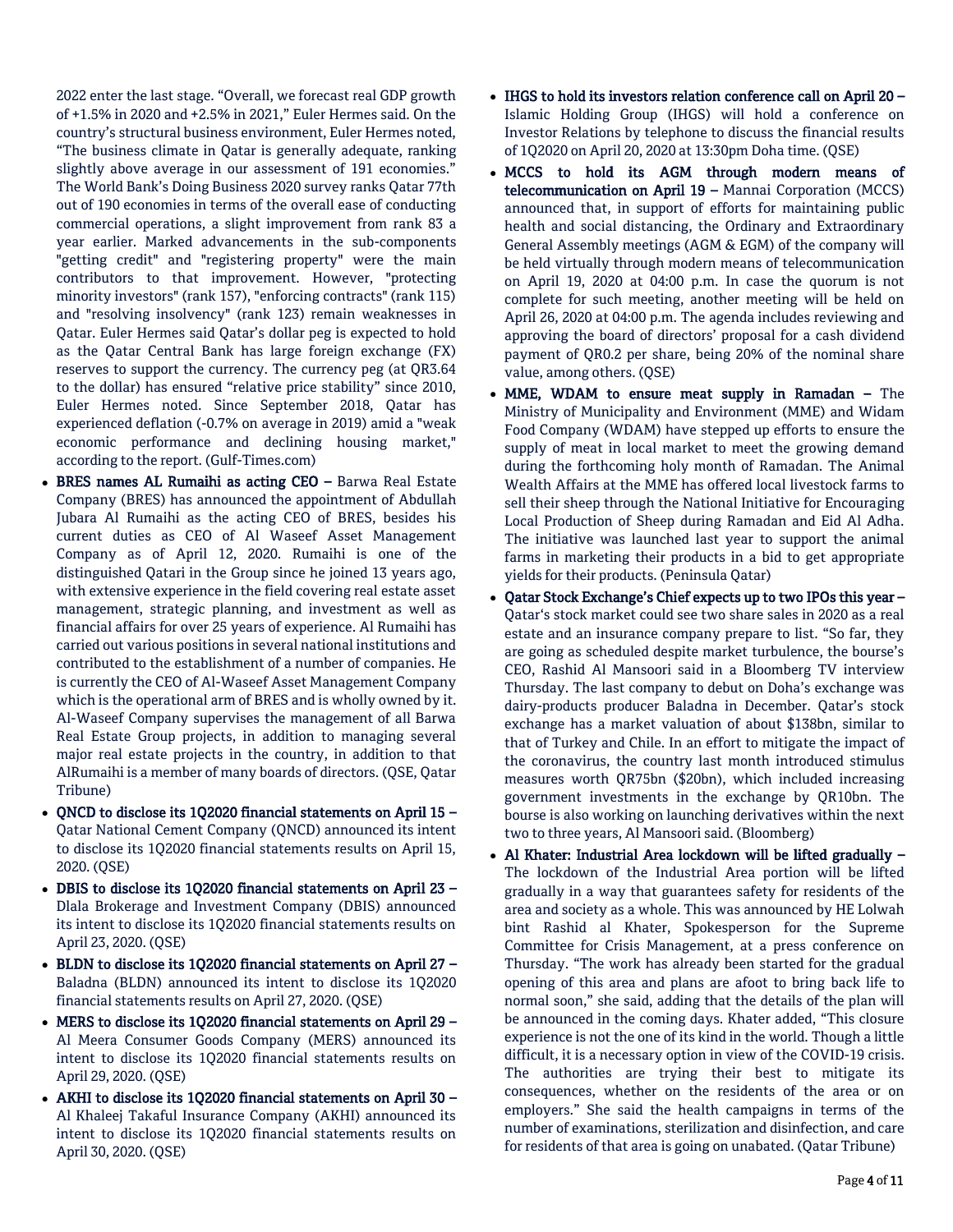2022 enter the last stage. "Overall, we forecast real GDP growth of +1.5% in 2020 and +2.5% in 2021," Euler Hermes said. On the country's structural business environment, Euler Hermes noted, "The business climate in Qatar is generally adequate, ranking slightly above average in our assessment of 191 economies." The World Bank's Doing Business 2020 survey ranks Qatar 77th out of 190 economies in terms of the overall ease of conducting commercial operations, a slight improvement from rank 83 a year earlier. Marked advancements in the sub-components "getting credit" and "registering property" were the main contributors to that improvement. However, "protecting minority investors" (rank 157), "enforcing contracts" (rank 115) and "resolving insolvency" (rank 123) remain weaknesses in Qatar. Euler Hermes said Qatar's dollar peg is expected to hold as the Qatar Central Bank has large foreign exchange (FX) reserves to support the currency. The currency peg (at QR3.64 to the dollar) has ensured "relative price stability" since 2010, Euler Hermes noted. Since September 2018, Qatar has experienced deflation (-0.7% on average in 2019) amid a "weak economic performance and declining housing market," according to the report. (Gulf-Times.com)

- **BRES names AL Rumaihi as acting CEO –** Barwa Real Estate Company (BRES) has announced the appointment of Abdullah Jubara Al Rumaihi as the acting CEO of BRES, besides his current duties as CEO of Al Waseef Asset Management Company as of April 12, 2020. Rumaihi is one of the distinguished Qatari in the Group since he joined 13 years ago, with extensive experience in the field covering real estate asset management, strategic planning, and investment as well as financial affairs for over 25 years of experience. Al Rumaihi has carried out various positions in several national institutions and contributed to the establishment of a number of companies. He is currently the CEO of Al-Waseef Asset Management Company which is the operational arm of BRES and is wholly owned by it. Al-Waseef Company supervises the management of all Barwa Real Estate Group projects, in addition to managing several major real estate projects in the country, in addition to that AlRumaihi is a member of many boards of directors. (QSE, Qatar Tribune)
- **QNCD to disclose its 1Q2020 financial statements on April 15 –** Qatar National Cement Company (QNCD) announced its intent to disclose its 1Q2020 financial statements results on April 15, 2020. (QSE)
- **DBIS to disclose its 1Q2020 financial statements on April 23 –** Dlala Brokerage and Investment Company (DBIS) announced its intent to disclose its 1Q2020 financial statements results on April 23, 2020. (QSE)
- **BLDN to disclose its 1Q2020 financial statements on April 27 –** Baladna (BLDN) announced its intent to disclose its 1Q2020 financial statements results on April 27, 2020. (QSE)
- **MERS to disclose its 1Q2020 financial statements on April 29 –** Al Meera Consumer Goods Company (MERS) announced its intent to disclose its 1Q2020 financial statements results on April 29, 2020. (QSE)
- **AKHI to disclose its 1Q2020 financial statements on April 30 –** Al Khaleej Takaful Insurance Company (AKHI) announced its intent to disclose its 1Q2020 financial statements results on April 30, 2020. (QSE)
- **IHGS to hold its investors relation conference call on April 20 –** Islamic Holding Group (IHGS) will hold a conference on Investor Relations by telephone to discuss the financial results of 1Q2020 on April 20, 2020 at 13:30pm Doha time. (QSE)
- **MCCS to hold its AGM through modern means of telecommunication on April 19 –** Mannai Corporation (MCCS) announced that, in support of efforts for maintaining public health and social distancing, the Ordinary and Extraordinary General Assembly meetings (AGM & EGM) of the company will be held virtually through modern means of telecommunication on April 19, 2020 at 04:00 p.m. In case the quorum is not complete for such meeting, another meeting will be held on April 26, 2020 at 04:00 p.m. The agenda includes reviewing and approving the board of directors' proposal for a cash dividend payment of QR0.2 per share, being 20% of the nominal share value, among others. (QSE)
- **MME, WDAM to ensure meat supply in Ramadan –** The Ministry of Municipality and Environment (MME) and Widam Food Company (WDAM) have stepped up efforts to ensure the supply of meat in local market to meet the growing demand during the forthcoming holy month of Ramadan. The Animal Wealth Affairs at the MME has offered local livestock farms to sell their sheep through the National Initiative for Encouraging Local Production of Sheep during Ramadan and Eid Al Adha. The initiative was launched last year to support the animal farms in marketing their products in a bid to get appropriate yields for their products. (Peninsula Qatar)
- **Qatar Stock Exchange's Chief expects up to two IPOs this year –** Qatar's stock market could see two share sales in 2020 as a real estate and an insurance company prepare to list. "So far, they are going as scheduled despite market turbulence, the bourse's CEO, Rashid Al Mansoori said in a Bloomberg TV interview Thursday. The last company to debut on Doha's exchange was dairy-products producer Baladna in December. Qatar's stock exchange has a market valuation of about $138bn, similar to that of Turkey and Chile. In an effort to mitigate the impact of the coronavirus, the country last month introduced stimulus measures worth QR75bn ($20bn), which included increasing government investments in the exchange by QR10bn. The bourse is also working on launching derivatives within the next two to three years, Al Mansoori said. (Bloomberg)
- **Al Khater: Industrial Area lockdown will be lifted gradually –** The lockdown of the Industrial Area portion will be lifted gradually in a way that guarantees safety for residents of the area and society as a whole. This was announced by HE Lolwah bint Rashid al Khater, Spokesperson for the Supreme Committee for Crisis Management, at a press conference on Thursday. "The work has already been started for the gradual opening of this area and plans are afoot to bring back life to normal soon," she said, adding that the details of the plan will be announced in the coming days. Khater added, "This closure experience is not the one of its kind in the world. Though a little difficult, it is a necessary option in view of the COVID-19 crisis. The authorities are trying their best to mitigate its consequences, whether on the residents of the area or on employers." She said the health campaigns in terms of the number of examinations, sterilization and disinfection, and care for residents of that area is going on unabated. (Qatar Tribune)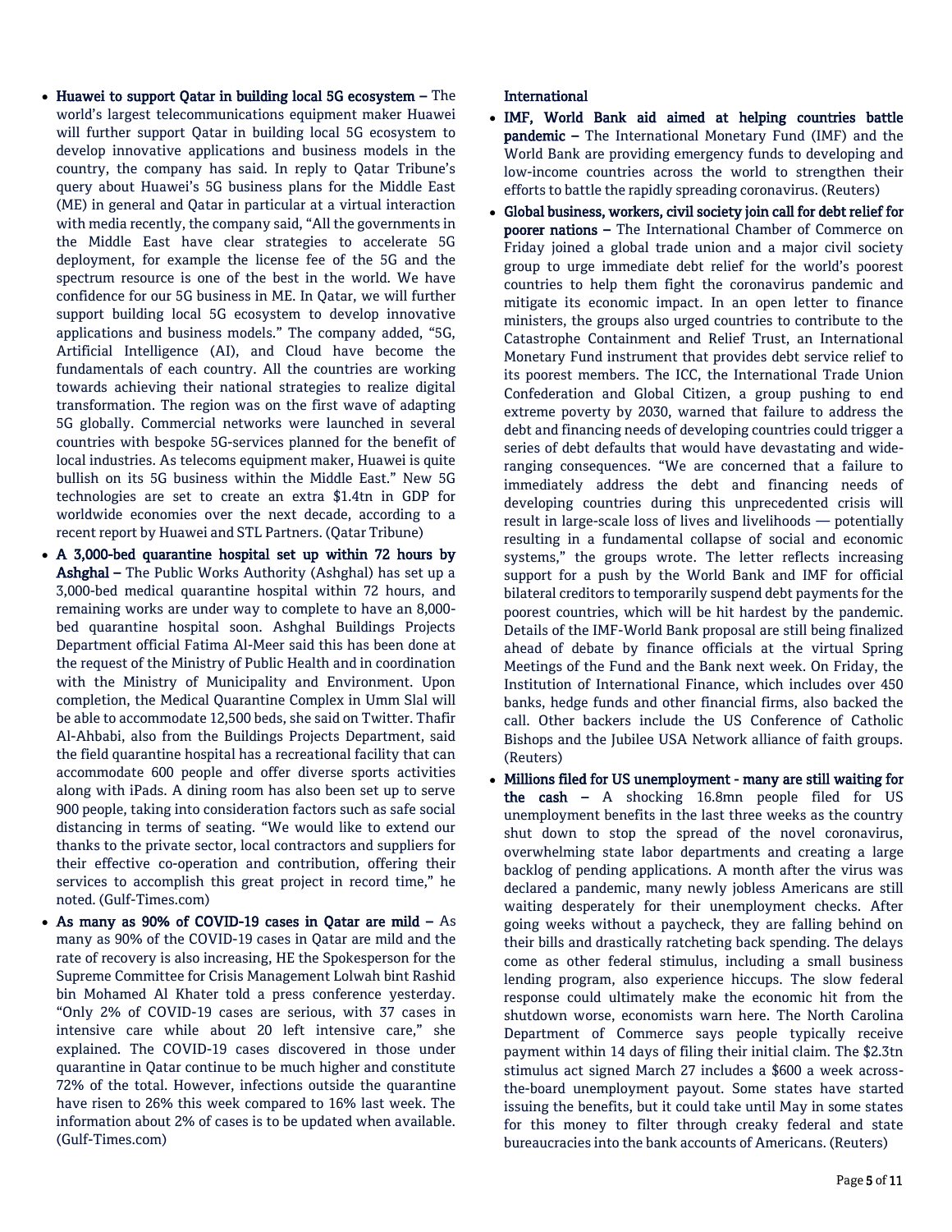- **Huawei to support Qatar in building local 5G ecosystem –** The world's largest telecommunications equipment maker Huawei will further support Qatar in building local 5G ecosystem to develop innovative applications and business models in the country, the company has said. In reply to Qatar Tribune's query about Huawei's 5G business plans for the Middle East (ME) in general and Qatar in particular at a virtual interaction with media recently, the company said, "All the governments in the Middle East have clear strategies to accelerate 5G deployment, for example the license fee of the 5G and the spectrum resource is one of the best in the world. We have confidence for our 5G business in ME. In Qatar, we will further support building local 5G ecosystem to develop innovative applications and business models." The company added, "5G, Artificial Intelligence (AI), and Cloud have become the fundamentals of each country. All the countries are working towards achieving their national strategies to realize digital transformation. The region was on the first wave of adapting 5G globally. Commercial networks were launched in several countries with bespoke 5G-services planned for the benefit of local industries. As telecoms equipment maker, Huawei is quite bullish on its 5G business within the Middle East." New 5G technologies are set to create an extra $1.4tn in GDP for worldwide economies over the next decade, according to a recent report by Huawei and STL Partners. (Qatar Tribune)
- **A 3,000-bed quarantine hospital set up within 72 hours by Ashghal –** The Public Works Authority (Ashghal) has set up a 3,000-bed medical quarantine hospital within 72 hours, and remaining works are under way to complete to have an 8,000-bed quarantine hospital soon. Ashghal Buildings Projects Department official Fatima Al-Meer said this has been done at the request of the Ministry of Public Health and in coordination with the Ministry of Municipality and Environment. Upon completion, the Medical Quarantine Complex in Umm Slal will be able to accommodate 12,500 beds, she said on Twitter. Thafir Al-Ahbabi, also from the Buildings Projects Department, said the field quarantine hospital has a recreational facility that can accommodate 600 people and offer diverse sports activities along with iPads. A dining room has also been set up to serve 900 people, taking into consideration factors such as safe social distancing in terms of seating. "We would like to extend our thanks to the private sector, local contractors and suppliers for their effective co-operation and contribution, offering their services to accomplish this great project in record time," he noted. (Gulf-Times.com)
- **As many as 90% of COVID-19 cases in Qatar are mild –** As many as 90% of the COVID-19 cases in Qatar are mild and the rate of recovery is also increasing, HE the Spokesperson for the Supreme Committee for Crisis Management Lolwah bint Rashid bin Mohamed Al Khater told a press conference yesterday. "Only 2% of COVID-19 cases are serious, with 37 cases in intensive care while about 20 left intensive care," she explained. The COVID-19 cases discovered in those under quarantine in Qatar continue to be much higher and constitute 72% of the total. However, infections outside the quarantine have risen to 26% this week compared to 16% last week. The information about 2% of cases is to be updated when available. (Gulf-Times.com)

**International**

- **IMF, World Bank aid aimed at helping countries battle pandemic –** The International Monetary Fund (IMF) and the World Bank are providing emergency funds to developing and low-income countries across the world to strengthen their efforts to battle the rapidly spreading coronavirus. (Reuters)
- **Global business, workers, civil society join call for debt relief for poorer nations –** The International Chamber of Commerce on Friday joined a global trade union and a major civil society group to urge immediate debt relief for the world's poorest countries to help them fight the coronavirus pandemic and mitigate its economic impact. In an open letter to finance ministers, the groups also urged countries to contribute to the Catastrophe Containment and Relief Trust, an International Monetary Fund instrument that provides debt service relief to its poorest members. The ICC, the International Trade Union Confederation and Global Citizen, a group pushing to end extreme poverty by 2030, warned that failure to address the debt and financing needs of developing countries could trigger a series of debt defaults that would have devastating and wide-ranging consequences. "We are concerned that a failure to immediately address the debt and financing needs of developing countries during this unprecedented crisis will result in large-scale loss of lives and livelihoods — potentially resulting in a fundamental collapse of social and economic systems," the groups wrote. The letter reflects increasing support for a push by the World Bank and IMF for official bilateral creditors to temporarily suspend debt payments for the poorest countries, which will be hit hardest by the pandemic. Details of the IMF-World Bank proposal are still being finalized ahead of debate by finance officials at the virtual Spring Meetings of the Fund and the Bank next week. On Friday, the Institution of International Finance, which includes over 450 banks, hedge funds and other financial firms, also backed the call. Other backers include the US Conference of Catholic Bishops and the Jubilee USA Network alliance of faith groups. (Reuters)
- **Millions filed for US unemployment - many are still waiting for the cash –** A shocking 16.8mn people filed for US unemployment benefits in the last three weeks as the country shut down to stop the spread of the novel coronavirus, overwhelming state labor departments and creating a large backlog of pending applications. A month after the virus was declared a pandemic, many newly jobless Americans are still waiting desperately for their unemployment checks. After going weeks without a paycheck, they are falling behind on their bills and drastically ratcheting back spending. The delays come as other federal stimulus, including a small business lending program, also experience hiccups. The slow federal response could ultimately make the economic hit from the shutdown worse, economists warn here. The North Carolina Department of Commerce says people typically receive payment within 14 days of filing their initial claim. The $2.3tn stimulus act signed March 27 includes a $600 a week across-the-board unemployment payout. Some states have started issuing the benefits, but it could take until May in some states for this money to filter through creaky federal and state bureaucracies into the bank accounts of Americans. (Reuters)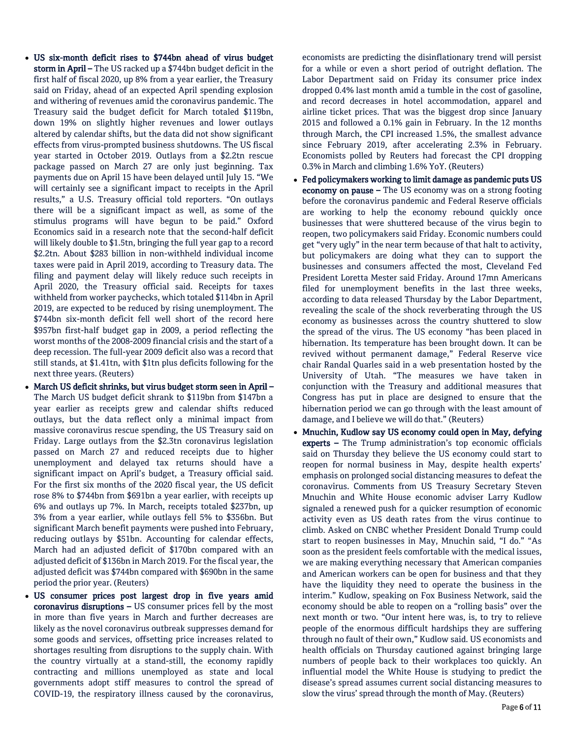- **US six-month deficit rises to $744bn ahead of virus budget storm in April –** The US racked up a $744bn budget deficit in the first half of fiscal 2020, up 8% from a year earlier, the Treasury said on Friday, ahead of an expected April spending explosion and withering of revenues amid the coronavirus pandemic. The Treasury said the budget deficit for March totaled $119bn, down 19% on slightly higher revenues and lower outlays altered by calendar shifts, but the data did not show significant effects from virus-prompted business shutdowns. The US fiscal year started in October 2019. Outlays from a $2.2tn rescue package passed on March 27 are only just beginning. Tax payments due on April 15 have been delayed until July 15. "We will certainly see a significant impact to receipts in the April results," a U.S. Treasury official told reporters. "On outlays there will be a significant impact as well, as some of the stimulus programs will have begun to be paid." Oxford Economics said in a research note that the second-half deficit will likely double to $1.5tn, bringing the full year gap to a record $2.2tn. About $283 billion in non-withheld individual income taxes were paid in April 2019, according to Treasury data. The filing and payment delay will likely reduce such receipts in April 2020, the Treasury official said. Receipts for taxes withheld from worker paychecks, which totaled $114bn in April 2019, are expected to be reduced by rising unemployment. The $744bn six-month deficit fell well short of the record here $957bn first-half budget gap in 2009, a period reflecting the worst months of the 2008-2009 financial crisis and the start of a deep recession. The full-year 2009 deficit also was a record that still stands, at $1.41tn, with $1tn plus deficits following for the next three years. (Reuters)
- **March US deficit shrinks, but virus budget storm seen in April –** The March US budget deficit shrank to $119bn from $147bn a year earlier as receipts grew and calendar shifts reduced outlays, but the data reflect only a minimal impact from massive coronavirus rescue spending, the US Treasury said on Friday. Large outlays from the $2.3tn coronavirus legislation passed on March 27 and reduced receipts due to higher unemployment and delayed tax returns should have a significant impact on April's budget, a Treasury official said. For the first six months of the 2020 fiscal year, the US deficit rose 8% to $744bn from $691bn a year earlier, with receipts up 6% and outlays up 7%. In March, receipts totaled $237bn, up 3% from a year earlier, while outlays fell 5% to $356bn. But significant March benefit payments were pushed into February, reducing outlays by $51bn. Accounting for calendar effects, March had an adjusted deficit of $170bn compared with an adjusted deficit of $136bn in March 2019. For the fiscal year, the adjusted deficit was $744bn compared with $690bn in the same period the prior year. (Reuters)
- **US consumer prices post largest drop in five years amid coronavirus disruptions –** US consumer prices fell by the most in more than five years in March and further decreases are likely as the novel coronavirus outbreak suppresses demand for some goods and services, offsetting price increases related to shortages resulting from disruptions to the supply chain. With the country virtually at a stand-still, the economy rapidly contracting and millions unemployed as state and local governments adopt stiff measures to control the spread of COVID-19, the respiratory illness caused by the coronavirus, economists are predicting the disinflationary trend will persist for a while or even a short period of outright deflation. The Labor Department said on Friday its consumer price index dropped 0.4% last month amid a tumble in the cost of gasoline, and record decreases in hotel accommodation, apparel and airline ticket prices. That was the biggest drop since January 2015 and followed a 0.1% gain in February. In the 12 months through March, the CPI increased 1.5%, the smallest advance since February 2019, after accelerating 2.3% in February. Economists polled by Reuters had forecast the CPI dropping 0.3% in March and climbing 1.6% YoY. (Reuters)
- **Fed policymakers working to limit damage as pandemic puts US economy on pause –** The US economy was on a strong footing before the coronavirus pandemic and Federal Reserve officials are working to help the economy rebound quickly once businesses that were shuttered because of the virus begin to reopen, two policymakers said Friday. Economic numbers could get "very ugly" in the near term because of that halt to activity, but policymakers are doing what they can to support the businesses and consumers affected the most, Cleveland Fed President Loretta Mester said Friday. Around 17mn Americans filed for unemployment benefits in the last three weeks, according to data released Thursday by the Labor Department, revealing the scale of the shock reverberating through the US economy as businesses across the country shuttered to slow the spread of the virus. The US economy "has been placed in hibernation. Its temperature has been brought down. It can be revived without permanent damage," Federal Reserve vice chair Randal Quarles said in a web presentation hosted by the University of Utah. "The measures we have taken in conjunction with the Treasury and additional measures that Congress has put in place are designed to ensure that the hibernation period we can go through with the least amount of damage, and I believe we will do that." (Reuters)
- **Mnuchin, Kudlow say US economy could open in May, defying experts –** The Trump administration's top economic officials said on Thursday they believe the US economy could start to reopen for normal business in May, despite health experts' emphasis on prolonged social distancing measures to defeat the coronavirus. Comments from US Treasury Secretary Steven Mnuchin and White House economic adviser Larry Kudlow signaled a renewed push for a quicker resumption of economic activity even as US death rates from the virus continue to climb. Asked on CNBC whether President Donald Trump could start to reopen businesses in May, Mnuchin said, "I do." "As soon as the president feels comfortable with the medical issues, we are making everything necessary that American companies and American workers can be open for business and that they have the liquidity they need to operate the business in the interim." Kudlow, speaking on Fox Business Network, said the economy should be able to reopen on a "rolling basis" over the next month or two. "Our intent here was, is, to try to relieve people of the enormous difficult hardships they are suffering through no fault of their own," Kudlow said. US economists and health officials on Thursday cautioned against bringing large numbers of people back to their workplaces too quickly. An influential model the White House is studying to predict the disease's spread assumes current social distancing measures to slow the virus' spread through the month of May. (Reuters)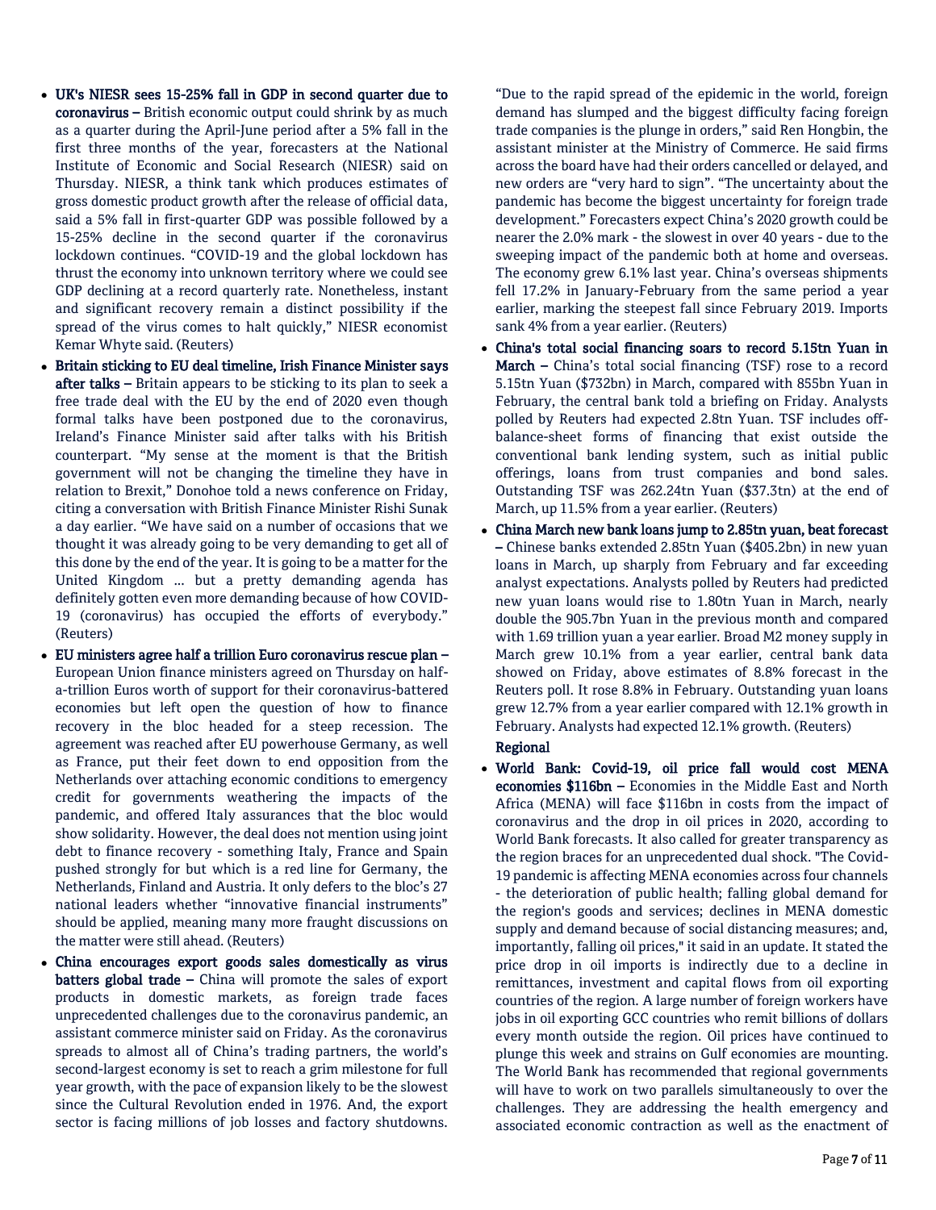- **UK's NIESR sees 15-25% fall in GDP in second quarter due to coronavirus –** British economic output could shrink by as much as a quarter during the April-June period after a 5% fall in the first three months of the year, forecasters at the National Institute of Economic and Social Research (NIESR) said on Thursday. NIESR, a think tank which produces estimates of gross domestic product growth after the release of official data, said a 5% fall in first-quarter GDP was possible followed by a 15-25% decline in the second quarter if the coronavirus lockdown continues. "COVID-19 and the global lockdown has thrust the economy into unknown territory where we could see GDP declining at a record quarterly rate. Nonetheless, instant and significant recovery remain a distinct possibility if the spread of the virus comes to halt quickly," NIESR economist Kemar Whyte said. (Reuters)
- **Britain sticking to EU deal timeline, Irish Finance Minister says after talks –** Britain appears to be sticking to its plan to seek a free trade deal with the EU by the end of 2020 even though formal talks have been postponed due to the coronavirus, Ireland's Finance Minister said after talks with his British counterpart. "My sense at the moment is that the British government will not be changing the timeline they have in relation to Brexit," Donohoe told a news conference on Friday, citing a conversation with British Finance Minister Rishi Sunak a day earlier. "We have said on a number of occasions that we thought it was already going to be very demanding to get all of this done by the end of the year. It is going to be a matter for the United Kingdom ... but a pretty demanding agenda has definitely gotten even more demanding because of how COVID-19 (coronavirus) has occupied the efforts of everybody." (Reuters)
- **EU ministers agree half a trillion Euro coronavirus rescue plan –** European Union finance ministers agreed on Thursday on half-a-trillion Euros worth of support for their coronavirus-battered economies but left open the question of how to finance recovery in the bloc headed for a steep recession. The agreement was reached after EU powerhouse Germany, as well as France, put their feet down to end opposition from the Netherlands over attaching economic conditions to emergency credit for governments weathering the impacts of the pandemic, and offered Italy assurances that the bloc would show solidarity. However, the deal does not mention using joint debt to finance recovery - something Italy, France and Spain pushed strongly for but which is a red line for Germany, the Netherlands, Finland and Austria. It only defers to the bloc's 27 national leaders whether "innovative financial instruments" should be applied, meaning many more fraught discussions on the matter were still ahead. (Reuters)
- **China encourages export goods sales domestically as virus batters global trade –** China will promote the sales of export products in domestic markets, as foreign trade faces unprecedented challenges due to the coronavirus pandemic, an assistant commerce minister said on Friday. As the coronavirus spreads to almost all of China's trading partners, the world's second-largest economy is set to reach a grim milestone for full year growth, with the pace of expansion likely to be the slowest since the Cultural Revolution ended in 1976. And, the export sector is facing millions of job losses and factory shutdowns. "Due to the rapid spread of the epidemic in the world, foreign demand has slumped and the biggest difficulty facing foreign trade companies is the plunge in orders," said Ren Hongbin, the assistant minister at the Ministry of Commerce. He said firms across the board have had their orders cancelled or delayed, and new orders are "very hard to sign". "The uncertainty about the pandemic has become the biggest uncertainty for foreign trade development." Forecasters expect China's 2020 growth could be nearer the 2.0% mark - the slowest in over 40 years - due to the sweeping impact of the pandemic both at home and overseas. The economy grew 6.1% last year. China's overseas shipments fell 17.2% in January-February from the same period a year earlier, marking the steepest fall since February 2019. Imports sank 4% from a year earlier. (Reuters)
- **China's total social financing soars to record 5.15tn Yuan in March –** China's total social financing (TSF) rose to a record 5.15tn Yuan ($732bn) in March, compared with 855bn Yuan in February, the central bank told a briefing on Friday. Analysts polled by Reuters had expected 2.8tn Yuan. TSF includes off-balance-sheet forms of financing that exist outside the conventional bank lending system, such as initial public offerings, loans from trust companies and bond sales. Outstanding TSF was 262.24tn Yuan ($37.3tn) at the end of March, up 11.5% from a year earlier. (Reuters)
- **China March new bank loans jump to 2.85tn yuan, beat forecast –** Chinese banks extended 2.85tn Yuan ($405.2bn) in new yuan loans in March, up sharply from February and far exceeding analyst expectations. Analysts polled by Reuters had predicted new yuan loans would rise to 1.80tn Yuan in March, nearly double the 905.7bn Yuan in the previous month and compared with 1.69 trillion yuan a year earlier. Broad M2 money supply in March grew 10.1% from a year earlier, central bank data showed on Friday, above estimates of 8.8% forecast in the Reuters poll. It rose 8.8% in February. Outstanding yuan loans grew 12.7% from a year earlier compared with 12.1% growth in February. Analysts had expected 12.1% growth. (Reuters)

**Regional**

- **World Bank: Covid-19, oil price fall would cost MENA economies $116bn –** Economies in the Middle East and North Africa (MENA) will face $116bn in costs from the impact of coronavirus and the drop in oil prices in 2020, according to World Bank forecasts. It also called for greater transparency as the region braces for an unprecedented dual shock. "The Covid-19 pandemic is affecting MENA economies across four channels - the deterioration of public health; falling global demand for the region's goods and services; declines in MENA domestic supply and demand because of social distancing measures; and, importantly, falling oil prices," it said in an update. It stated the price drop in oil imports is indirectly due to a decline in remittances, investment and capital flows from oil exporting countries of the region. A large number of foreign workers have jobs in oil exporting GCC countries who remit billions of dollars every month outside the region. Oil prices have continued to plunge this week and strains on Gulf economies are mounting. The World Bank has recommended that regional governments will have to work on two parallels simultaneously to over the challenges. They are addressing the health emergency and associated economic contraction as well as the enactment of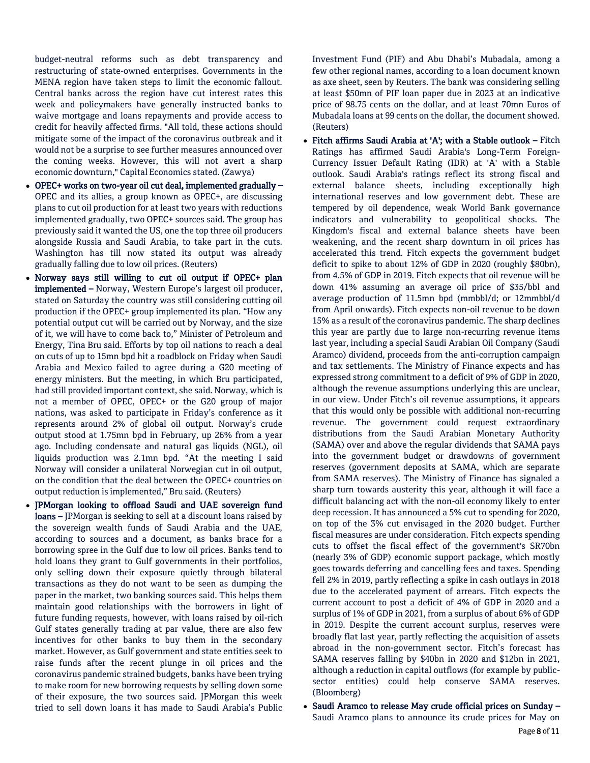budget-neutral reforms such as debt transparency and restructuring of state-owned enterprises. Governments in the MENA region have taken steps to limit the economic fallout. Central banks across the region have cut interest rates this week and policymakers have generally instructed banks to waive mortgage and loans repayments and provide access to credit for heavily affected firms. "All told, these actions should mitigate some of the impact of the coronavirus outbreak and it would not be a surprise to see further measures announced over the coming weeks. However, this will not avert a sharp economic downturn," Capital Economics stated. (Zawya)

- **OPEC+ works on two-year oil cut deal, implemented gradually –** OPEC and its allies, a group known as OPEC+, are discussing plans to cut oil production for at least two years with reductions implemented gradually, two OPEC+ sources said. The group has previously said it wanted the US, one the top three oil producers alongside Russia and Saudi Arabia, to take part in the cuts. Washington has till now stated its output was already gradually falling due to low oil prices. (Reuters)
- **Norway says still willing to cut oil output if OPEC+ plan implemented –** Norway, Western Europe's largest oil producer, stated on Saturday the country was still considering cutting oil production if the OPEC+ group implemented its plan. "How any potential output cut will be carried out by Norway, and the size of it, we will have to come back to," Minister of Petroleum and Energy, Tina Bru said. Efforts by top oil nations to reach a deal on cuts of up to 15mn bpd hit a roadblock on Friday when Saudi Arabia and Mexico failed to agree during a G20 meeting of energy ministers. But the meeting, in which Bru participated, had still provided important context, she said. Norway, which is not a member of OPEC, OPEC+ or the G20 group of major nations, was asked to participate in Friday's conference as it represents around 2% of global oil output. Norway's crude output stood at 1.75mn bpd in February, up 26% from a year ago. Including condensate and natural gas liquids (NGL), oil liquids production was 2.1mn bpd. "At the meeting I said Norway will consider a unilateral Norwegian cut in oil output, on the condition that the deal between the OPEC+ countries on output reduction is implemented," Bru said. (Reuters)
- **JPMorgan looking to offload Saudi and UAE sovereign fund loans –** JPMorgan is seeking to sell at a discount loans raised by the sovereign wealth funds of Saudi Arabia and the UAE, according to sources and a document, as banks brace for a borrowing spree in the Gulf due to low oil prices. Banks tend to hold loans they grant to Gulf governments in their portfolios, only selling down their exposure quietly through bilateral transactions as they do not want to be seen as dumping the paper in the market, two banking sources said. This helps them maintain good relationships with the borrowers in light of future funding requests, however, with loans raised by oil-rich Gulf states generally trading at par value, there are also few incentives for other banks to buy them in the secondary market. However, as Gulf government and state entities seek to raise funds after the recent plunge in oil prices and the coronavirus pandemic strained budgets, banks have been trying to make room for new borrowing requests by selling down some of their exposure, the two sources said. JPMorgan this week tried to sell down loans it has made to Saudi Arabia's Public Investment Fund (PIF) and Abu Dhabi's Mubadala, among a few other regional names, according to a loan document known as axe sheet, seen by Reuters. The bank was considering selling at least \$50mn of PIF loan paper due in 2023 at an indicative price of 98.75 cents on the dollar, and at least 70mn Euros of Mubadala loans at 99 cents on the dollar, the document showed. (Reuters)
- **Fitch affirms Saudi Arabia at 'A'; with a Stable outlook –** Fitch Ratings has affirmed Saudi Arabia's Long-Term Foreign-Currency Issuer Default Rating (IDR) at 'A' with a Stable outlook. Saudi Arabia's ratings reflect its strong fiscal and external balance sheets, including exceptionally high international reserves and low government debt. These are tempered by oil dependence, weak World Bank governance indicators and vulnerability to geopolitical shocks. The Kingdom's fiscal and external balance sheets have been weakening, and the recent sharp downturn in oil prices has accelerated this trend. Fitch expects the government budget deficit to spike to about 12% of GDP in 2020 (roughly \$80bn), from 4.5% of GDP in 2019. Fitch expects that oil revenue will be down 41% assuming an average oil price of \$35/bbl and average production of 11.5mn bpd (mmbbl/d; or 12mmbbl/d from April onwards). Fitch expects non-oil revenue to be down 15% as a result of the coronavirus pandemic. The sharp declines this year are partly due to large non-recurring revenue items last year, including a special Saudi Arabian Oil Company (Saudi Aramco) dividend, proceeds from the anti-corruption campaign and tax settlements. The Ministry of Finance expects and has expressed strong commitment to a deficit of 9% of GDP in 2020, although the revenue assumptions underlying this are unclear, in our view. Under Fitch's oil revenue assumptions, it appears that this would only be possible with additional non-recurring revenue. The government could request extraordinary distributions from the Saudi Arabian Monetary Authority (SAMA) over and above the regular dividends that SAMA pays into the government budget or drawdowns of government reserves (government deposits at SAMA, which are separate from SAMA reserves). The Ministry of Finance has signaled a sharp turn towards austerity this year, although it will face a difficult balancing act with the non-oil economy likely to enter deep recession. It has announced a 5% cut to spending for 2020, on top of the 3% cut envisaged in the 2020 budget. Further fiscal measures are under consideration. Fitch expects spending cuts to offset the fiscal effect of the government's SR70bn (nearly 3% of GDP) economic support package, which mostly goes towards deferring and cancelling fees and taxes. Spending fell 2% in 2019, partly reflecting a spike in cash outlays in 2018 due to the accelerated payment of arrears. Fitch expects the current account to post a deficit of 4% of GDP in 2020 and a surplus of 1% of GDP in 2021, from a surplus of about 6% of GDP in 2019. Despite the current account surplus, reserves were broadly flat last year, partly reflecting the acquisition of assets abroad in the non-government sector. Fitch's forecast has SAMA reserves falling by \$40bn in 2020 and \$12bn in 2021, although a reduction in capital outflows (for example by public-sector entities) could help conserve SAMA reserves. (Bloomberg)
- **Saudi Aramco to release May crude official prices on Sunday –** Saudi Aramco plans to announce its crude prices for May on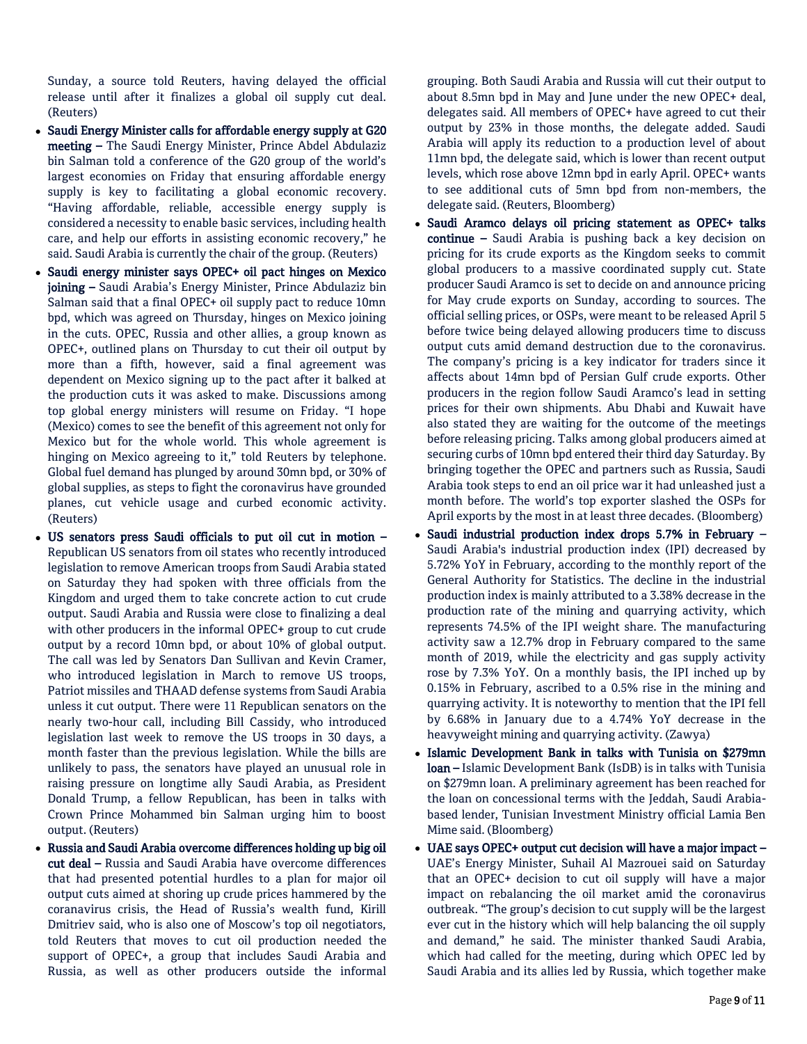Sunday, a source told Reuters, having delayed the official release until after it finalizes a global oil supply cut deal. (Reuters)

- **Saudi Energy Minister calls for affordable energy supply at G20 meeting –** The Saudi Energy Minister, Prince Abdel Abdulaziz bin Salman told a conference of the G20 group of the world's largest economies on Friday that ensuring affordable energy supply is key to facilitating a global economic recovery. "Having affordable, reliable, accessible energy supply is considered a necessity to enable basic services, including health care, and help our efforts in assisting economic recovery," he said. Saudi Arabia is currently the chair of the group. (Reuters)
- **Saudi energy minister says OPEC+ oil pact hinges on Mexico joining –** Saudi Arabia's Energy Minister, Prince Abdulaziz bin Salman said that a final OPEC+ oil supply pact to reduce 10mn bpd, which was agreed on Thursday, hinges on Mexico joining in the cuts. OPEC, Russia and other allies, a group known as OPEC+, outlined plans on Thursday to cut their oil output by more than a fifth, however, said a final agreement was dependent on Mexico signing up to the pact after it balked at the production cuts it was asked to make. Discussions among top global energy ministers will resume on Friday. "I hope (Mexico) comes to see the benefit of this agreement not only for Mexico but for the whole world. This whole agreement is hinging on Mexico agreeing to it," told Reuters by telephone. Global fuel demand has plunged by around 30mn bpd, or 30% of global supplies, as steps to fight the coronavirus have grounded planes, cut vehicle usage and curbed economic activity. (Reuters)
- **US senators press Saudi officials to put oil cut in motion –** Republican US senators from oil states who recently introduced legislation to remove American troops from Saudi Arabia stated on Saturday they had spoken with three officials from the Kingdom and urged them to take concrete action to cut crude output. Saudi Arabia and Russia were close to finalizing a deal with other producers in the informal OPEC+ group to cut crude output by a record 10mn bpd, or about 10% of global output. The call was led by Senators Dan Sullivan and Kevin Cramer, who introduced legislation in March to remove US troops, Patriot missiles and THAAD defense systems from Saudi Arabia unless it cut output. There were 11 Republican senators on the nearly two-hour call, including Bill Cassidy, who introduced legislation last week to remove the US troops in 30 days, a month faster than the previous legislation. While the bills are unlikely to pass, the senators have played an unusual role in raising pressure on longtime ally Saudi Arabia, as President Donald Trump, a fellow Republican, has been in talks with Crown Prince Mohammed bin Salman urging him to boost output. (Reuters)
- **Russia and Saudi Arabia overcome differences holding up big oil cut deal –** Russia and Saudi Arabia have overcome differences that had presented potential hurdles to a plan for major oil output cuts aimed at shoring up crude prices hammered by the coranavirus crisis, the Head of Russia's wealth fund, Kirill Dmitriev said, who is also one of Moscow's top oil negotiators, told Reuters that moves to cut oil production needed the support of OPEC+, a group that includes Saudi Arabia and Russia, as well as other producers outside the informal grouping. Both Saudi Arabia and Russia will cut their output to about 8.5mn bpd in May and June under the new OPEC+ deal, delegates said. All members of OPEC+ have agreed to cut their output by 23% in those months, the delegate added. Saudi Arabia will apply its reduction to a production level of about 11mn bpd, the delegate said, which is lower than recent output levels, which rose above 12mn bpd in early April. OPEC+ wants to see additional cuts of 5mn bpd from non-members, the delegate said. (Reuters, Bloomberg)
- **Saudi Aramco delays oil pricing statement as OPEC+ talks continue –** Saudi Arabia is pushing back a key decision on pricing for its crude exports as the Kingdom seeks to commit global producers to a massive coordinated supply cut. State producer Saudi Aramco is set to decide on and announce pricing for May crude exports on Sunday, according to sources. The official selling prices, or OSPs, were meant to be released April 5 before twice being delayed allowing producers time to discuss output cuts amid demand destruction due to the coronavirus. The company's pricing is a key indicator for traders since it affects about 14mn bpd of Persian Gulf crude exports. Other producers in the region follow Saudi Aramco's lead in setting prices for their own shipments. Abu Dhabi and Kuwait have also stated they are waiting for the outcome of the meetings before releasing pricing. Talks among global producers aimed at securing curbs of 10mn bpd entered their third day Saturday. By bringing together the OPEC and partners such as Russia, Saudi Arabia took steps to end an oil price war it had unleashed just a month before. The world's top exporter slashed the OSPs for April exports by the most in at least three decades. (Bloomberg)
- **Saudi industrial production index drops 5.7% in February –** Saudi Arabia's industrial production index (IPI) decreased by 5.72% YoY in February, according to the monthly report of the General Authority for Statistics. The decline in the industrial production index is mainly attributed to a 3.38% decrease in the production rate of the mining and quarrying activity, which represents 74.5% of the IPI weight share. The manufacturing activity saw a 12.7% drop in February compared to the same month of 2019, while the electricity and gas supply activity rose by 7.3% YoY. On a monthly basis, the IPI inched up by 0.15% in February, ascribed to a 0.5% rise in the mining and quarrying activity. It is noteworthy to mention that the IPI fell by 6.68% in January due to a 4.74% YoY decrease in the heavyweight mining and quarrying activity. (Zawya)
- **Islamic Development Bank in talks with Tunisia on \$279mn loan –** Islamic Development Bank (IsDB) is in talks with Tunisia on \$279mn loan. A preliminary agreement has been reached for the loan on concessional terms with the Jeddah, Saudi Arabia-based lender, Tunisian Investment Ministry official Lamia Ben Mime said. (Bloomberg)
- **UAE says OPEC+ output cut decision will have a major impact –** UAE's Energy Minister, Suhail Al Mazrouei said on Saturday that an OPEC+ decision to cut oil supply will have a major impact on rebalancing the oil market amid the coronavirus outbreak. "The group's decision to cut supply will be the largest ever cut in the history which will help balancing the oil supply and demand," he said. The minister thanked Saudi Arabia, which had called for the meeting, during which OPEC led by Saudi Arabia and its allies led by Russia, which together make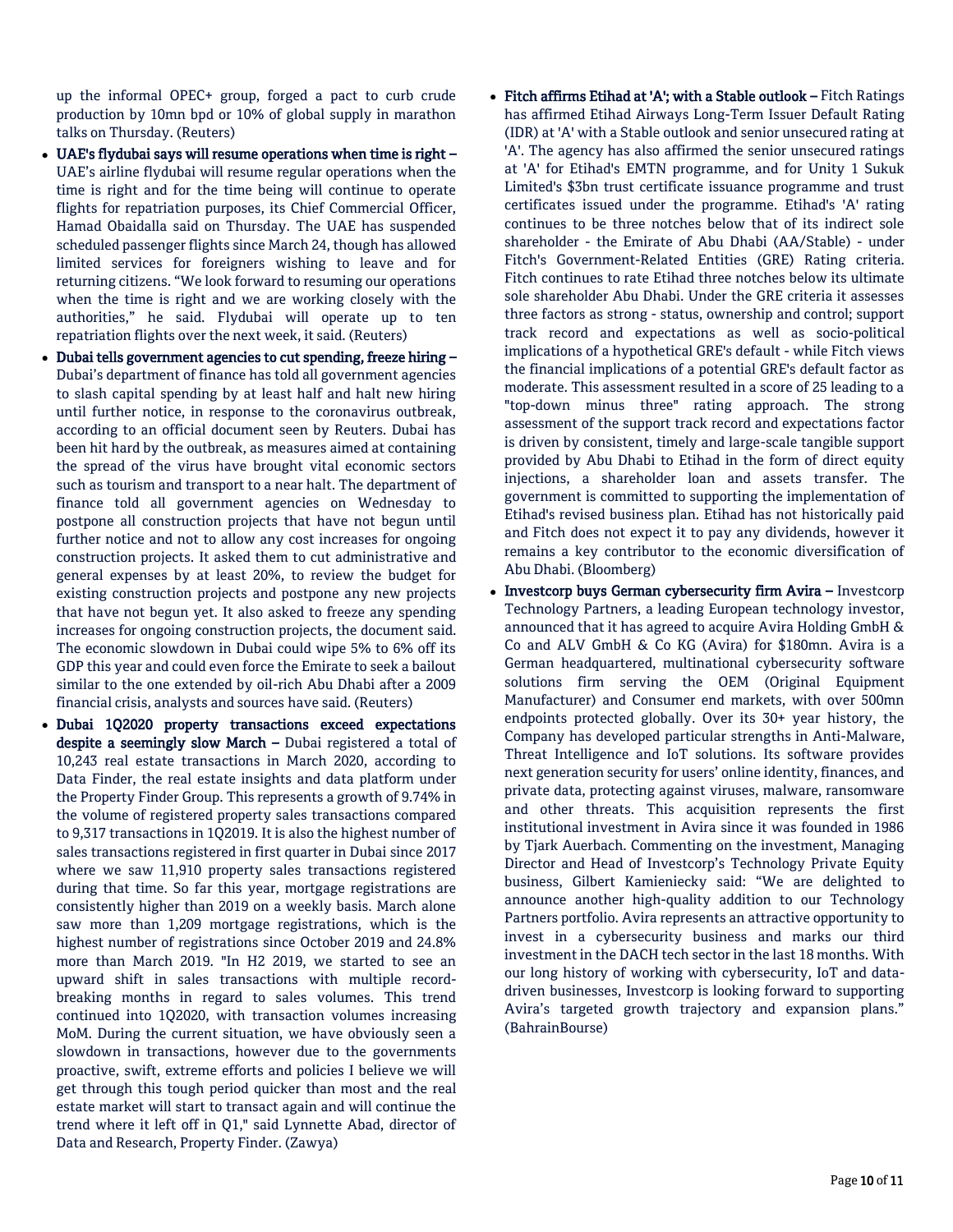up the informal OPEC+ group, forged a pact to curb crude production by 10mn bpd or 10% of global supply in marathon talks on Thursday. (Reuters)

- **UAE's flydubai says will resume operations when time is right –** UAE's airline flydubai will resume regular operations when the time is right and for the time being will continue to operate flights for repatriation purposes, its Chief Commercial Officer, Hamad Obaidalla said on Thursday. The UAE has suspended scheduled passenger flights since March 24, though has allowed limited services for foreigners wishing to leave and for returning citizens. "We look forward to resuming our operations when the time is right and we are working closely with the authorities," he said. Flydubai will operate up to ten repatriation flights over the next week, it said. (Reuters)
- **Dubai tells government agencies to cut spending, freeze hiring –** Dubai's department of finance has told all government agencies to slash capital spending by at least half and halt new hiring until further notice, in response to the coronavirus outbreak, according to an official document seen by Reuters. Dubai has been hit hard by the outbreak, as measures aimed at containing the spread of the virus have brought vital economic sectors such as tourism and transport to a near halt. The department of finance told all government agencies on Wednesday to postpone all construction projects that have not begun until further notice and not to allow any cost increases for ongoing construction projects. It asked them to cut administrative and general expenses by at least 20%, to review the budget for existing construction projects and postpone any new projects that have not begun yet. It also asked to freeze any spending increases for ongoing construction projects, the document said. The economic slowdown in Dubai could wipe 5% to 6% off its GDP this year and could even force the Emirate to seek a bailout similar to the one extended by oil-rich Abu Dhabi after a 2009 financial crisis, analysts and sources have said. (Reuters)
- **Dubai 1Q2020 property transactions exceed expectations despite a seemingly slow March –** Dubai registered a total of 10,243 real estate transactions in March 2020, according to Data Finder, the real estate insights and data platform under the Property Finder Group. This represents a growth of 9.74% in the volume of registered property sales transactions compared to 9,317 transactions in 1Q2019. It is also the highest number of sales transactions registered in first quarter in Dubai since 2017 where we saw 11,910 property sales transactions registered during that time. So far this year, mortgage registrations are consistently higher than 2019 on a weekly basis. March alone saw more than 1,209 mortgage registrations, which is the highest number of registrations since October 2019 and 24.8% more than March 2019. "In H2 2019, we started to see an upward shift in sales transactions with multiple record-breaking months in regard to sales volumes. This trend continued into 1Q2020, with transaction volumes increasing MoM. During the current situation, we have obviously seen a slowdown in transactions, however due to the governments proactive, swift, extreme efforts and policies I believe we will get through this tough period quicker than most and the real estate market will start to transact again and will continue the trend where it left off in Q1," said Lynnette Abad, director of Data and Research, Property Finder. (Zawya)
- **Fitch affirms Etihad at 'A'; with a Stable outlook –** Fitch Ratings has affirmed Etihad Airways Long-Term Issuer Default Rating (IDR) at 'A' with a Stable outlook and senior unsecured rating at 'A'. The agency has also affirmed the senior unsecured ratings at 'A' for Etihad's EMTN programme, and for Unity 1 Sukuk Limited's $3bn trust certificate issuance programme and trust certificates issued under the programme. Etihad's 'A' rating continues to be three notches below that of its indirect sole shareholder - the Emirate of Abu Dhabi (AA/Stable) - under Fitch's Government-Related Entities (GRE) Rating criteria. Fitch continues to rate Etihad three notches below its ultimate sole shareholder Abu Dhabi. Under the GRE criteria it assesses three factors as strong - status, ownership and control; support track record and expectations as well as socio-political implications of a hypothetical GRE's default - while Fitch views the financial implications of a potential GRE's default factor as moderate. This assessment resulted in a score of 25 leading to a "top-down minus three" rating approach. The strong assessment of the support track record and expectations factor is driven by consistent, timely and large-scale tangible support provided by Abu Dhabi to Etihad in the form of direct equity injections, a shareholder loan and assets transfer. The government is committed to supporting the implementation of Etihad's revised business plan. Etihad has not historically paid and Fitch does not expect it to pay any dividends, however it remains a key contributor to the economic diversification of Abu Dhabi. (Bloomberg)
- **Investcorp buys German cybersecurity firm Avira –** Investcorp Technology Partners, a leading European technology investor, announced that it has agreed to acquire Avira Holding GmbH & Co and ALV GmbH & Co KG (Avira) for $180mn. Avira is a German headquartered, multinational cybersecurity software solutions firm serving the OEM (Original Equipment Manufacturer) and Consumer end markets, with over 500mn endpoints protected globally. Over its 30+ year history, the Company has developed particular strengths in Anti-Malware, Threat Intelligence and IoT solutions. Its software provides next generation security for users' online identity, finances, and private data, protecting against viruses, malware, ransomware and other threats. This acquisition represents the first institutional investment in Avira since it was founded in 1986 by Tjark Auerbach. Commenting on the investment, Managing Director and Head of Investcorp's Technology Private Equity business, Gilbert Kamieniecky said: "We are delighted to announce another high-quality addition to our Technology Partners portfolio. Avira represents an attractive opportunity to invest in a cybersecurity business and marks our third investment in the DACH tech sector in the last 18 months. With our long history of working with cybersecurity, IoT and data-driven businesses, Investcorp is looking forward to supporting Avira's targeted growth trajectory and expansion plans." (BahrainBourse)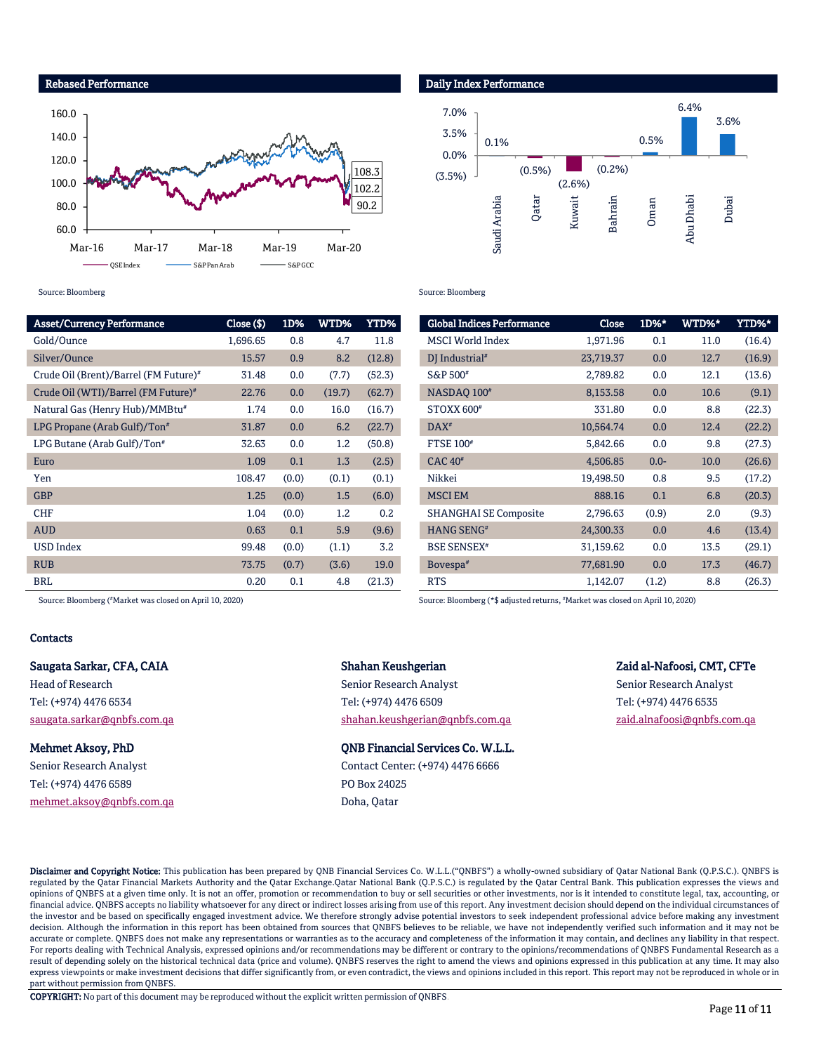### Rebased Performance

160.0
140.0
120.0
100.0
80.0
60.0

Mar-16 Mar-17 Mar-18 Mar-19 Mar-20

108.3
102.2
90.2

QSE Index S&P Pan Arab S&P GCC

Source: Bloomberg

### Daily Index Performance

7.0%
3.5%
0.0%
(3.5%)

0.1% (0.5%) (2.6%) (0.2%) 0.5% 6.4% 3.6%

Saudi Arabia Qatar Kuwait Bahrain Oman Abu Dhabi Dubai

Source: Bloomberg

| Asset/Currency Performance | Close ($) | 1D% | WTD% | YTD% |
|---|---|---|---|---|
| Gold/Ounce | 1,696.65 | 0.8 | 4.7 | 11.8 |
| Silver/Ounce | 15.57 | 0.9 | 8.2 | (12.8) |
| Crude Oil (Brent)/Barrel (FM Future)# | 31.48 | 0.0 | (7.7) | (52.3) |
| Crude Oil (WTI)/Barrel (FM Future)# | 22.76 | 0.0 | (19.7) | (62.7) |
| Natural Gas (Henry Hub)/MMBtu# | 1.74 | 0.0 | 16.0 | (16.7) |
| LPG Propane (Arab Gulf)/Ton# | 31.87 | 0.0 | 6.2 | (22.7) |
| LPG Butane (Arab Gulf)/Ton# | 32.63 | 0.0 | 1.2 | (50.8) |
| Euro | 1.09 | 0.1 | 1.3 | (2.5) |
| Yen | 108.47 | (0.0) | (0.1) | (0.1) |
| GBP | 1.25 | (0.0) | 1.5 | (6.0) |
| CHF | 1.04 | (0.0) | 1.2 | 0.2 |
| AUD | 0.63 | 0.1 | 5.9 | (9.6) |
| USD Index | 99.48 | (0.0) | (1.1) | 3.2 |
| RUB | 73.75 | (0.7) | (3.6) | 19.0 |
| BRL | 0.20 | 0.1 | 4.8 | (21.3) |

Source: Bloomberg (#Market was closed on April 10, 2020)

| Global Indices Performance | Close | 1D%* | WTD%* | YTD%* |
|---|---|---|---|---|
| MSCI World Index | 1,971.96 | 0.1 | 11.0 | (16.4) |
| DJ Industrial# | 23,719.37 | 0.0 | 12.7 | (16.9) |
| S&P 500# | 2,789.82 | 0.0 | 12.1 | (13.6) |
| NASDAQ 100# | 8,153.58 | 0.0 | 10.6 | (9.1) |
| STOXX 600# | 331.80 | 0.0 | 8.8 | (22.3) |
| DAX# | 10,564.74 | 0.0 | 12.4 | (22.2) |
| FTSE 100# | 5,842.66 | 0.0 | 9.8 | (27.3) |
| CAC 40# | 4,506.85 | 0.0- | 10.0 | (26.6) |
| Nikkei | 19,498.50 | 0.8 | 9.5 | (17.2) |
| MSCI EM | 888.16 | 0.1 | 6.8 | (20.3) |
| SHANGHAI SE Composite | 2,796.63 | (0.9) | 2.0 | (9.3) |
| HANG SENG# | 24,300.33 | 0.0 | 4.6 | (13.4) |
| BSE SENSEX# | 31,159.62 | 0.0 | 13.5 | (29.1) |
| Bovespa# | 77,681.90 | 0.0 | 17.3 | (46.7) |
| RTS | 1,142.07 | (1.2) | 8.8 | (26.3) |

Source: Bloomberg (*$ adjusted returns, #Market was closed on April 10, 2020)

### Contacts

**Saugata Sarkar, CFA, CAIA**
Head of Research
Tel: (+974) 4476 6534
saugata.sarkar@qnbfs.com.qa

**Shahan Keushgerian**
Senior Research Analyst
Tel: (+974) 4476 6509
shahan.keushgerian@qnbfs.com.qa

**Zaid al-Nafoosi, CMT, CFTe**
Senior Research Analyst
Tel: (+974) 4476 6535
zaid.alnafoosi@qnbfs.com.qa

**Mehmet Aksoy, PhD**
Senior Research Analyst
Tel: (+974) 4476 6589
mehmet.aksoy@qnbfs.com.qa

**QNB Financial Services Co. W.L.L.**
Contact Center: (+974) 4476 6666
PO Box 24025
Doha, Qatar

**Disclaimer and Copyright Notice:** This publication has been prepared by QNB Financial Services Co. W.L.L.("QNBFS") a wholly-owned subsidiary of Qatar National Bank (Q.P.S.C.). QNBFS is regulated by the Qatar Financial Markets Authority and the Qatar Exchange.Qatar National Bank (Q.P.S.C.) is regulated by the Qatar Central Bank. This publication expresses the views and opinions of QNBFS at a given time only. It is not an offer, promotion or recommendation to buy or sell securities or other investments, nor is it intended to constitute legal, tax, accounting, or financial advice. QNBFS accepts no liability whatsoever for any direct or indirect losses arising from use of this report. Any investment decision should depend on the individual circumstances of the investor and be based on specifically engaged investment advice. We therefore strongly advise potential investors to seek independent professional advice before making any investment decision. Although the information in this report has been obtained from sources that QNBFS believes to be reliable, we have not independently verified such information and it may not be accurate or complete. QNBFS does not make any representations or warranties as to the accuracy and completeness of the information it may contain, and declines any liability in that respect. For reports dealing with Technical Analysis, expressed opinions and/or recommendations may be different or contrary to the opinions/recommendations of QNBFS Fundamental Research as a result of depending solely on the historical technical data (price and volume). QNBFS reserves the right to amend the views and opinions expressed in this publication at any time. It may also express viewpoints or make investment decisions that differ significantly from, or even contradict, the views and opinions included in this report. This report may not be reproduced in whole or in part without permission from QNBFS.

**COPYRIGHT:** No part of this document may be reproduced without the explicit written permission of QNBFS